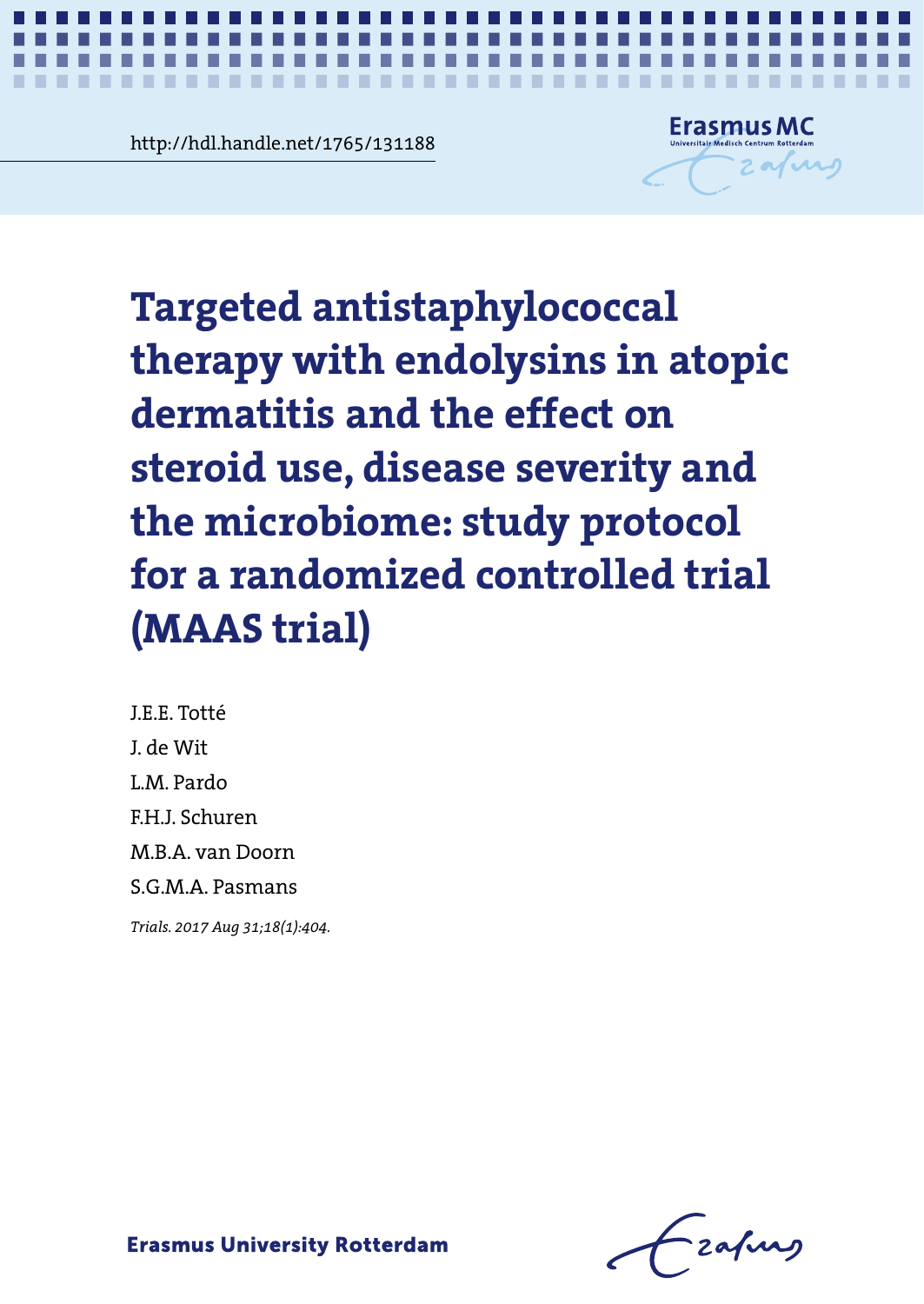http://hdl.handle.net/1765/131188

# Targeted antistaphylococcal therapy with endolysins in atopic dermatitis and the effect on steroid use, disease severity and the microbiome: study protocol for a randomized controlled trial (MAAS trial)

J.E.E. Totté

J. de Wit

L.M. Pardo

F.H.J. Schuren

M.B.A. van Doorn

S.G.M.A. Pasmans

*Trials. 2017 Aug 31;18(1):404.*

Erasmus University Rotterdam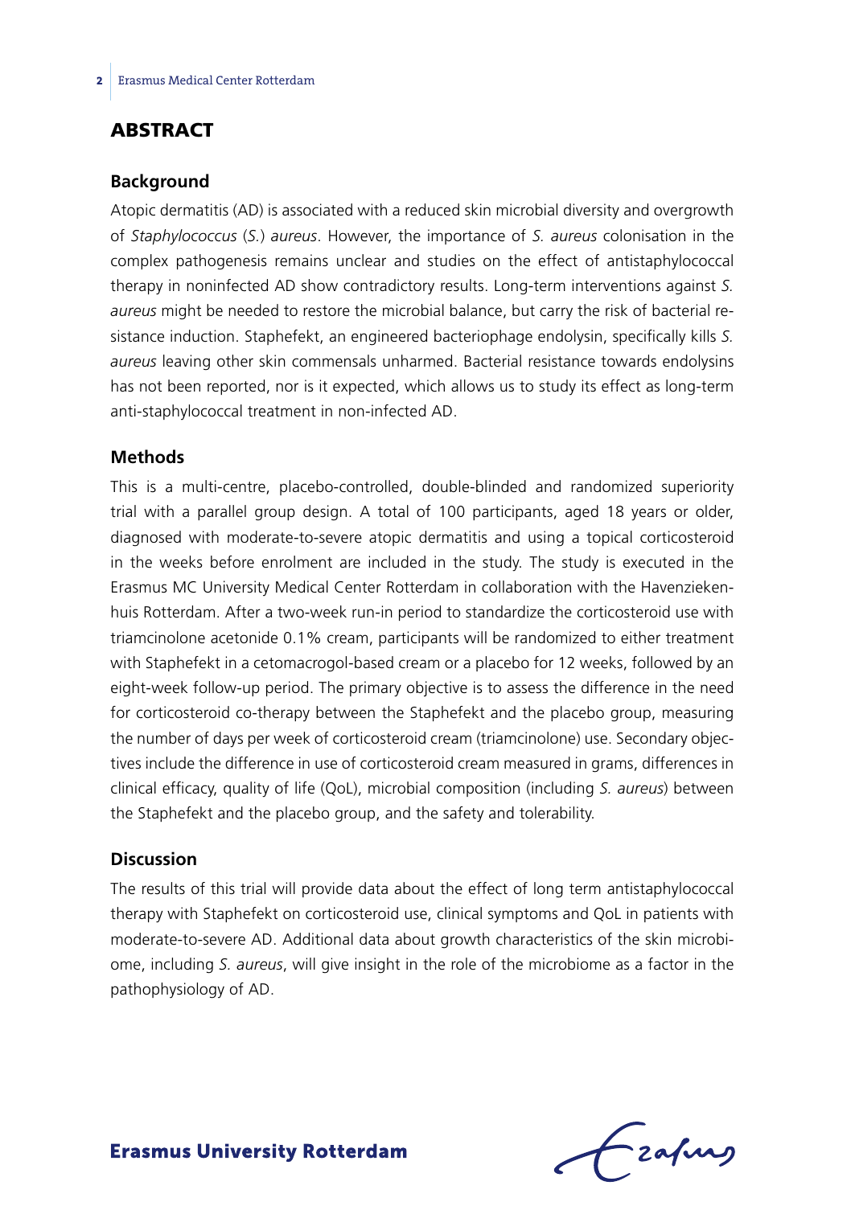## ABSTRACT

### Background

Atopic dermatitis (AD) is associated with a reduced skin microbial diversity and overgrowth of *Staphylococcus* (*S.*) *aureus*. However, the importance of *S. aureus* colonisation in the complex pathogenesis remains unclear and studies on the effect of antistaphylococcal therapy in noninfected AD show contradictory results. Long-term interventions against *S. aureus* might be needed to restore the microbial balance, but carry the risk of bacterial resistance induction. Staphefekt, an engineered bacteriophage endolysin, specifically kills *S. aureus* leaving other skin commensals unharmed. Bacterial resistance towards endolysins has not been reported, nor is it expected, which allows us to study its effect as long-term anti-staphylococcal treatment in non-infected AD.

### Methods

This is a multi-centre, placebo-controlled, double-blinded and randomized superiority trial with a parallel group design. A total of 100 participants, aged 18 years or older, diagnosed with moderate-to-severe atopic dermatitis and using a topical corticosteroid in the weeks before enrolment are included in the study. The study is executed in the Erasmus MC University Medical Center Rotterdam in collaboration with the Havenziekenhuis Rotterdam. After a two-week run-in period to standardize the corticosteroid use with triamcinolone acetonide 0.1% cream, participants will be randomized to either treatment with Staphefekt in a cetomacrogol-based cream or a placebo for 12 weeks, followed by an eight-week follow-up period. The primary objective is to assess the difference in the need for corticosteroid co-therapy between the Staphefekt and the placebo group, measuring the number of days per week of corticosteroid cream (triamcinolone) use. Secondary objectives include the difference in use of corticosteroid cream measured in grams, differences in clinical efficacy, quality of life (QoL), microbial composition (including *S. aureus*) between the Staphefekt and the placebo group, and the safety and tolerability.

### Discussion

The results of this trial will provide data about the effect of long term antistaphylococcal therapy with Staphefekt on corticosteroid use, clinical symptoms and QoL in patients with moderate-to-severe AD. Additional data about growth characteristics of the skin microbiome, including *S. aureus*, will give insight in the role of the microbiome as a factor in the pathophysiology of AD.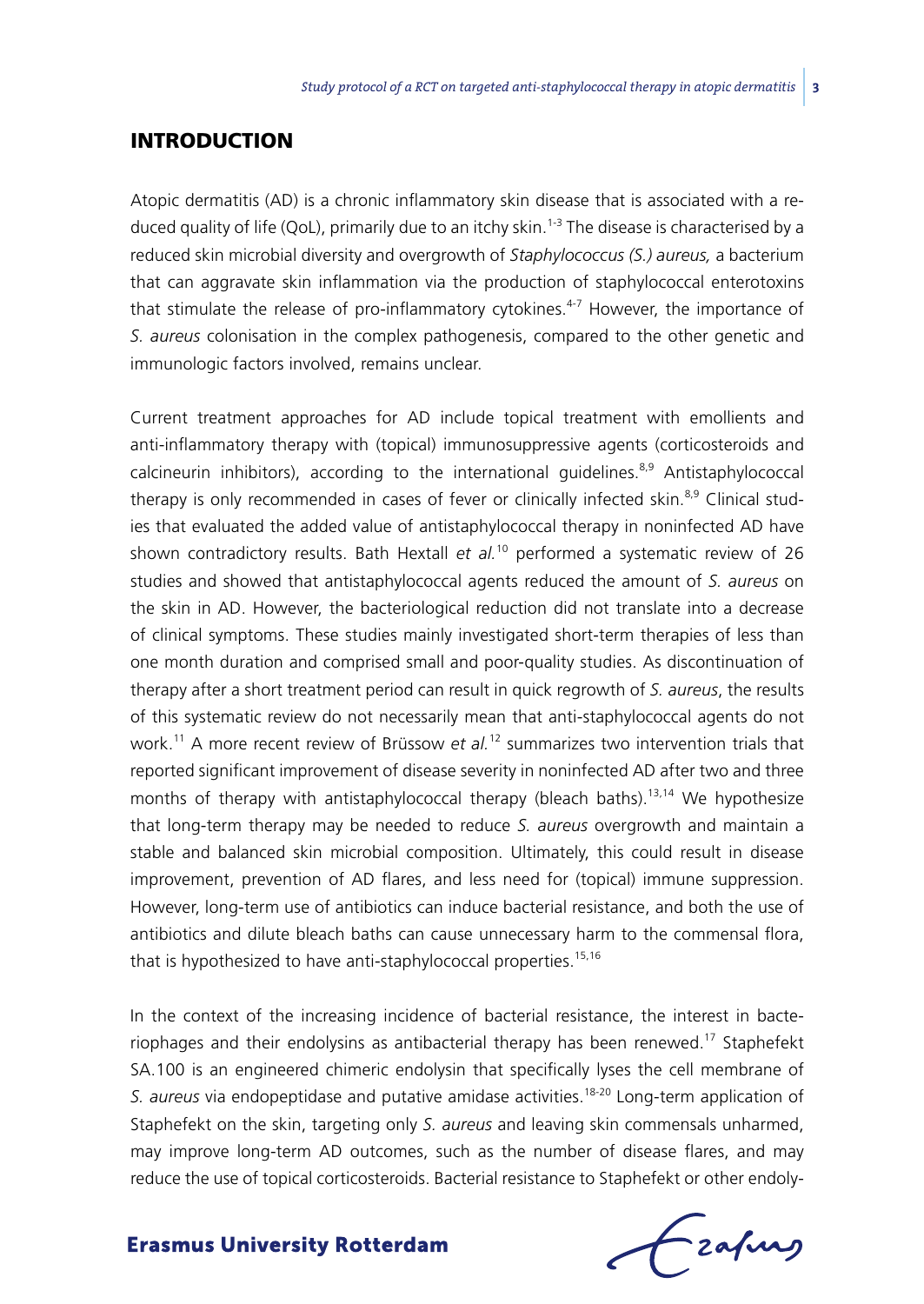## INTRODUCTION

Atopic dermatitis (AD) is a chronic inflammatory skin disease that is associated with a reduced quality of life (QoL), primarily due to an itchy skin.[1-3] The disease is characterised by a reduced skin microbial diversity and overgrowth of *Staphylococcus (S.) aureus,* a bacterium that can aggravate skin inflammation via the production of staphylococcal enterotoxins that stimulate the release of pro-inflammatory cytokines.[4-7] However, the importance of *S. aureus* colonisation in the complex pathogenesis, compared to the other genetic and immunologic factors involved, remains unclear.

Current treatment approaches for AD include topical treatment with emollients and anti-inflammatory therapy with (topical) immunosuppressive agents (corticosteroids and calcineurin inhibitors), according to the international guidelines.[8,9] Antistaphylococcal therapy is only recommended in cases of fever or clinically infected skin.[8,9] Clinical studies that evaluated the added value of antistaphylococcal therapy in noninfected AD have shown contradictory results. Bath Hextall *et al.*[10] performed a systematic review of 26 studies and showed that antistaphylococcal agents reduced the amount of *S. aureus* on the skin in AD. However, the bacteriological reduction did not translate into a decrease of clinical symptoms. These studies mainly investigated short-term therapies of less than one month duration and comprised small and poor-quality studies. As discontinuation of therapy after a short treatment period can result in quick regrowth of *S. aureus*, the results of this systematic review do not necessarily mean that anti-staphylococcal agents do not work.[11] A more recent review of Brüssow *et al.*[12] summarizes two intervention trials that reported significant improvement of disease severity in noninfected AD after two and three months of therapy with antistaphylococcal therapy (bleach baths).[13,14] We hypothesize that long-term therapy may be needed to reduce *S. aureus* overgrowth and maintain a stable and balanced skin microbial composition. Ultimately, this could result in disease improvement, prevention of AD flares, and less need for (topical) immune suppression. However, long-term use of antibiotics can induce bacterial resistance, and both the use of antibiotics and dilute bleach baths can cause unnecessary harm to the commensal flora, that is hypothesized to have anti-staphylococcal properties.[15,16]

In the context of the increasing incidence of bacterial resistance, the interest in bacteriophages and their endolysins as antibacterial therapy has been renewed.[17] Staphefekt SA.100 is an engineered chimeric endolysin that specifically lyses the cell membrane of *S. aureus* via endopeptidase and putative amidase activities.[18-20] Long-term application of Staphefekt on the skin, targeting only *S. aureus* and leaving skin commensals unharmed, may improve long-term AD outcomes, such as the number of disease flares, and may reduce the use of topical corticosteroids. Bacterial resistance to Staphefekt or other endoly-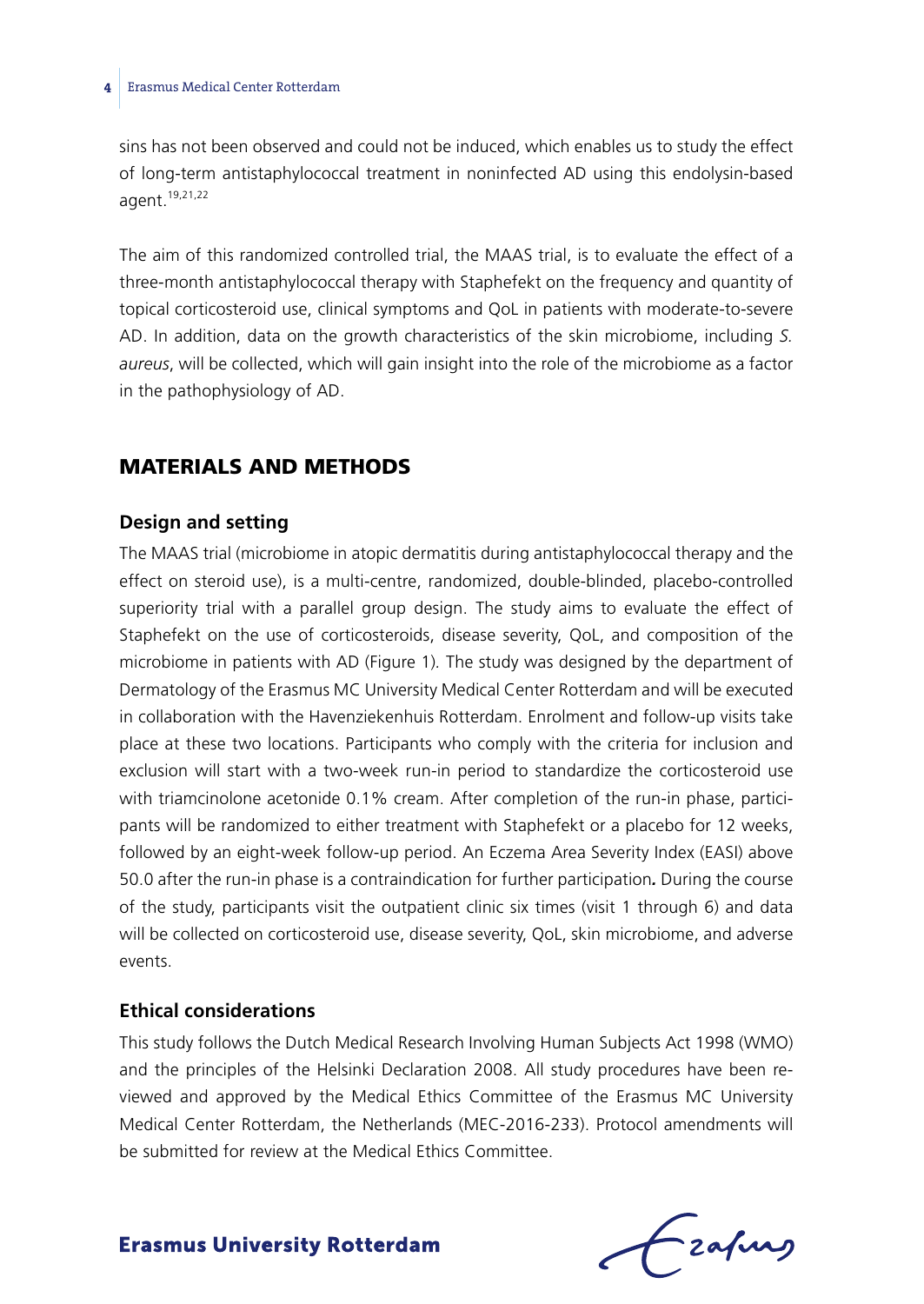sins has not been observed and could not be induced, which enables us to study the effect of long-term antistaphylococcal treatment in noninfected AD using this endolysin-based agent.[19,21,22]

The aim of this randomized controlled trial, the MAAS trial, is to evaluate the effect of a three-month antistaphylococcal therapy with Staphefekt on the frequency and quantity of topical corticosteroid use, clinical symptoms and QoL in patients with moderate-to-severe AD. In addition, data on the growth characteristics of the skin microbiome, including *S. aureus*, will be collected, which will gain insight into the role of the microbiome as a factor in the pathophysiology of AD.

## MATERIALS AND METHODS

### Design and setting

The MAAS trial (microbiome in atopic dermatitis during antistaphylococcal therapy and the effect on steroid use), is a multi-centre, randomized, double-blinded, placebo-controlled superiority trial with a parallel group design. The study aims to evaluate the effect of Staphefekt on the use of corticosteroids, disease severity, QoL, and composition of the microbiome in patients with AD (Figure 1). The study was designed by the department of Dermatology of the Erasmus MC University Medical Center Rotterdam and will be executed in collaboration with the Havenziekenhuis Rotterdam. Enrolment and follow-up visits take place at these two locations. Participants who comply with the criteria for inclusion and exclusion will start with a two-week run-in period to standardize the corticosteroid use with triamcinolone acetonide 0.1% cream. After completion of the run-in phase, participants will be randomized to either treatment with Staphefekt or a placebo for 12 weeks, followed by an eight-week follow-up period. An Eczema Area Severity Index (EASI) above 50.0 after the run-in phase is a contraindication for further participation**.** During the course of the study, participants visit the outpatient clinic six times (visit 1 through 6) and data will be collected on corticosteroid use, disease severity, QoL, skin microbiome, and adverse events.

### Ethical considerations

This study follows the Dutch Medical Research Involving Human Subjects Act 1998 (WMO) and the principles of the Helsinki Declaration 2008. All study procedures have been reviewed and approved by the Medical Ethics Committee of the Erasmus MC University Medical Center Rotterdam, the Netherlands (MEC-2016-233). Protocol amendments will be submitted for review at the Medical Ethics Committee.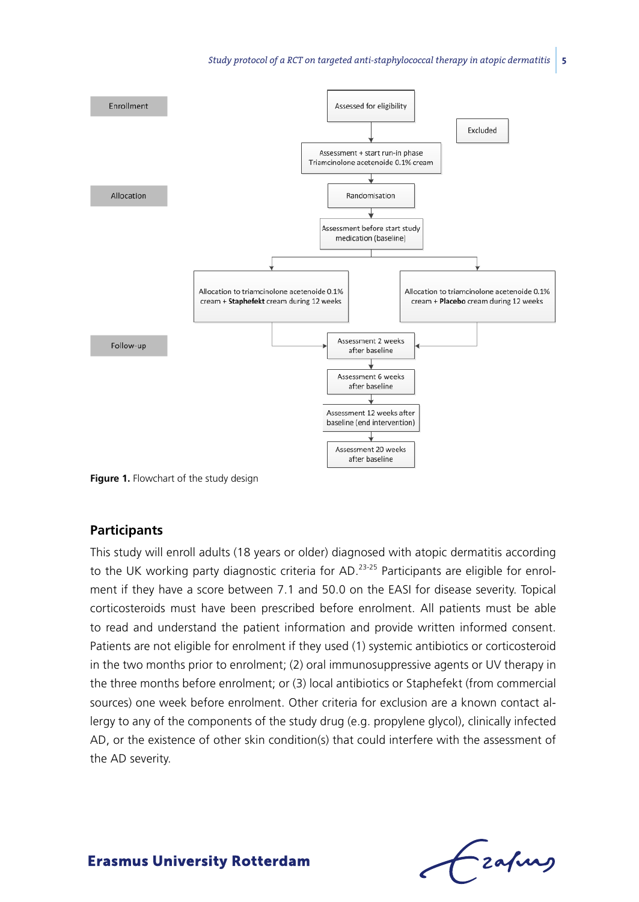Enrollment

Assessed for eligibility

Excluded

Assessment + start run-in phase
Triamcinolone acetenoide 0.1% cream

Allocation

Randomisation

Assessment before start study medication (baseline)

Allocation to triamcinolone acetenoide 0.1% cream + **Staphefekt** cream during 12 weeks

Allocation to triamcinolone acetenoide 0.1% cream + **Placebo** cream during 12 weeks

Follow-up

Assessment 2 weeks after baseline

Assessment 6 weeks after baseline

Assessment 12 weeks after baseline (end intervention)

Assessment 20 weeks after baseline

**Figure 1.** Flowchart of the study design

## Participants

This study will enroll adults (18 years or older) diagnosed with atopic dermatitis according to the UK working party diagnostic criteria for AD.[23-25] Participants are eligible for enrolment if they have a score between 7.1 and 50.0 on the EASI for disease severity. Topical corticosteroids must have been prescribed before enrolment. All patients must be able to read and understand the patient information and provide written informed consent. Patients are not eligible for enrolment if they used (1) systemic antibiotics or corticosteroid in the two months prior to enrolment; (2) oral immunosuppressive agents or UV therapy in the three months before enrolment; or (3) local antibiotics or Staphefekt (from commercial sources) one week before enrolment. Other criteria for exclusion are a known contact allergy to any of the components of the study drug (e.g. propylene glycol), clinically infected AD, or the existence of other skin condition(s) that could interfere with the assessment of the AD severity.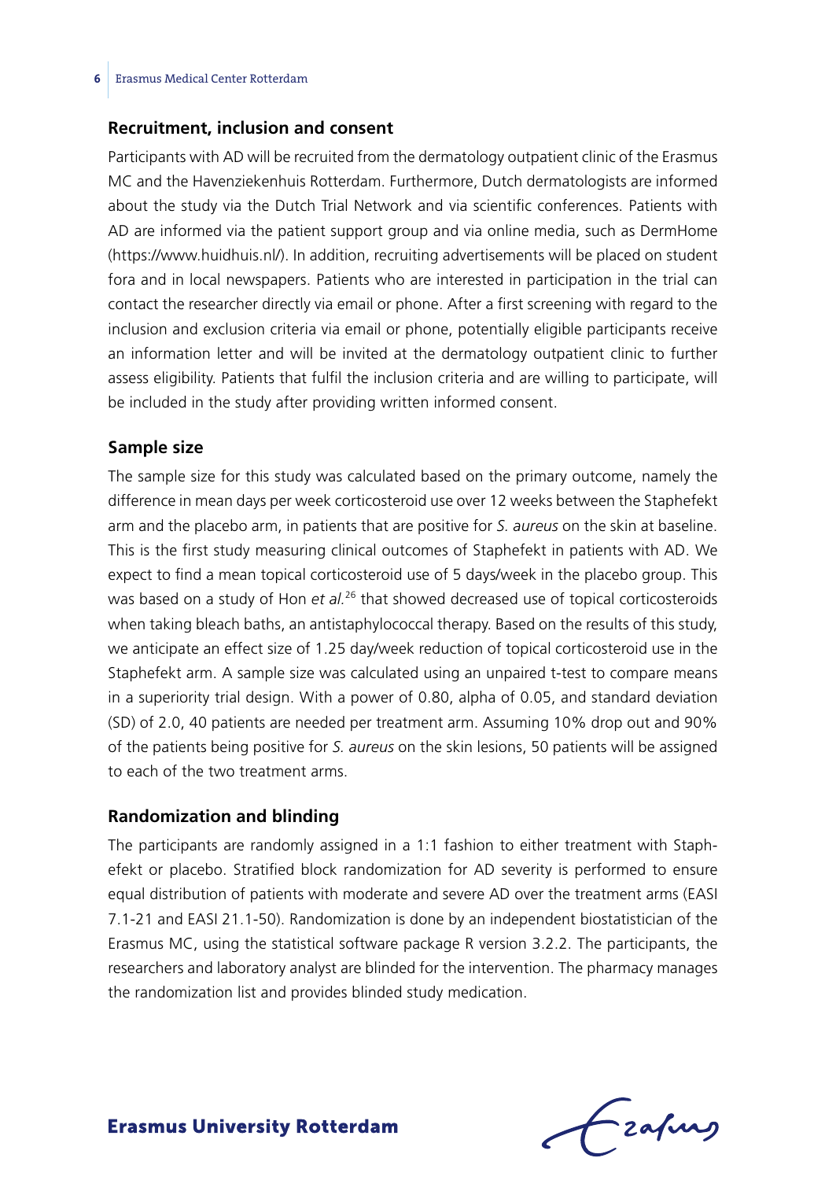### Recruitment, inclusion and consent

Participants with AD will be recruited from the dermatology outpatient clinic of the Erasmus MC and the Havenziekenhuis Rotterdam. Furthermore, Dutch dermatologists are informed about the study via the Dutch Trial Network and via scientific conferences. Patients with AD are informed via the patient support group and via online media, such as DermHome (https://www.huidhuis.nl/). In addition, recruiting advertisements will be placed on student fora and in local newspapers. Patients who are interested in participation in the trial can contact the researcher directly via email or phone. After a first screening with regard to the inclusion and exclusion criteria via email or phone, potentially eligible participants receive an information letter and will be invited at the dermatology outpatient clinic to further assess eligibility. Patients that fulfil the inclusion criteria and are willing to participate, will be included in the study after providing written informed consent.

### Sample size

The sample size for this study was calculated based on the primary outcome, namely the difference in mean days per week corticosteroid use over 12 weeks between the Staphefekt arm and the placebo arm, in patients that are positive for *S. aureus* on the skin at baseline. This is the first study measuring clinical outcomes of Staphefekt in patients with AD. We expect to find a mean topical corticosteroid use of 5 days/week in the placebo group. This was based on a study of Hon *et al.*[26] that showed decreased use of topical corticosteroids when taking bleach baths, an antistaphylococcal therapy. Based on the results of this study, we anticipate an effect size of 1.25 day/week reduction of topical corticosteroid use in the Staphefekt arm. A sample size was calculated using an unpaired t-test to compare means in a superiority trial design. With a power of 0.80, alpha of 0.05, and standard deviation (SD) of 2.0, 40 patients are needed per treatment arm. Assuming 10% drop out and 90% of the patients being positive for *S. aureus* on the skin lesions, 50 patients will be assigned to each of the two treatment arms.

### Randomization and blinding

The participants are randomly assigned in a 1:1 fashion to either treatment with Staphefekt or placebo. Stratified block randomization for AD severity is performed to ensure equal distribution of patients with moderate and severe AD over the treatment arms (EASI 7.1-21 and EASI 21.1-50). Randomization is done by an independent biostatistician of the Erasmus MC, using the statistical software package R version 3.2.2. The participants, the researchers and laboratory analyst are blinded for the intervention. The pharmacy manages the randomization list and provides blinded study medication.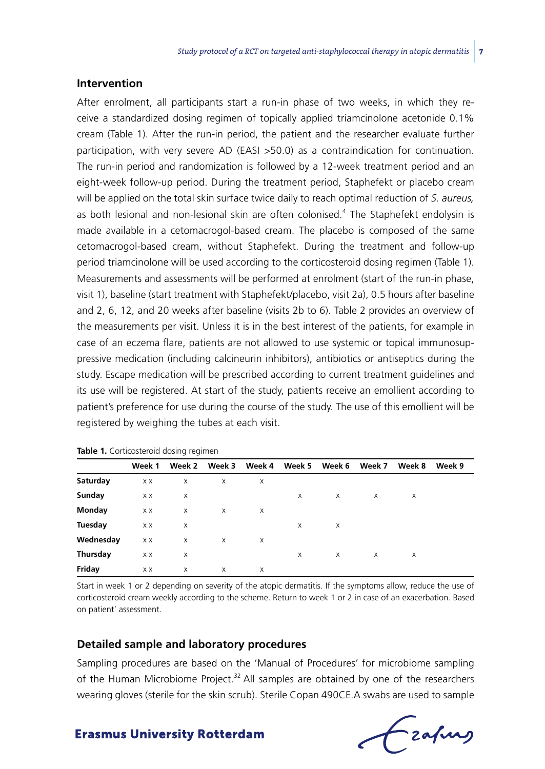## Intervention

After enrolment, all participants start a run-in phase of two weeks, in which they receive a standardized dosing regimen of topically applied triamcinolone acetonide 0.1% cream (Table 1). After the run-in period, the patient and the researcher evaluate further participation, with very severe AD (EASI >50.0) as a contraindication for continuation. The run-in period and randomization is followed by a 12-week treatment period and an eight-week follow-up period. During the treatment period, Staphefekt or placebo cream will be applied on the total skin surface twice daily to reach optimal reduction of *S. aureus,* as both lesional and non-lesional skin are often colonised.[4] The Staphefekt endolysin is made available in a cetomacrogol-based cream. The placebo is composed of the same cetomacrogol-based cream, without Staphefekt. During the treatment and follow-up period triamcinolone will be used according to the corticosteroid dosing regimen (Table 1). Measurements and assessments will be performed at enrolment (start of the run-in phase, visit 1), baseline (start treatment with Staphefekt/placebo, visit 2a), 0.5 hours after baseline and 2, 6, 12, and 20 weeks after baseline (visits 2b to 6). Table 2 provides an overview of the measurements per visit. Unless it is in the best interest of the patients, for example in case of an eczema flare, patients are not allowed to use systemic or topical immunosuppressive medication (including calcineurin inhibitors), antibiotics or antiseptics during the study. Escape medication will be prescribed according to current treatment guidelines and its use will be registered. At start of the study, patients receive an emollient according to patient's preference for use during the course of the study. The use of this emollient will be registered by weighing the tubes at each visit.

**Table 1.** Corticosteroid dosing regimen

| | Week 1 | Week 2 | Week 3 | Week 4 | Week 5 | Week 6 | Week 7 | Week 8 | Week 9 |
|---|---|---|---|---|---|---|---|---|---|
| **Saturday** | x x | x | x | x | | | | | |
| **Sunday** | x x | x | | | x | x | x | x | |
| **Monday** | x x | x | x | x | | | | | |
| **Tuesday** | x x | x | | | x | x | | | |
| **Wednesday** | x x | x | x | x | | | | | |
| **Thursday** | x x | x | | | x | x | x | x | |
| **Friday** | x x | x | x | x | | | | | |

Start in week 1 or 2 depending on severity of the atopic dermatitis. If the symptoms allow, reduce the use of corticosteroid cream weekly according to the scheme. Return to week 1 or 2 in case of an exacerbation. Based on patient' assessment.

## Detailed sample and laboratory procedures

Sampling procedures are based on the 'Manual of Procedures' for microbiome sampling of the Human Microbiome Project.[32] All samples are obtained by one of the researchers wearing gloves (sterile for the skin scrub). Sterile Copan 490CE.A swabs are used to sample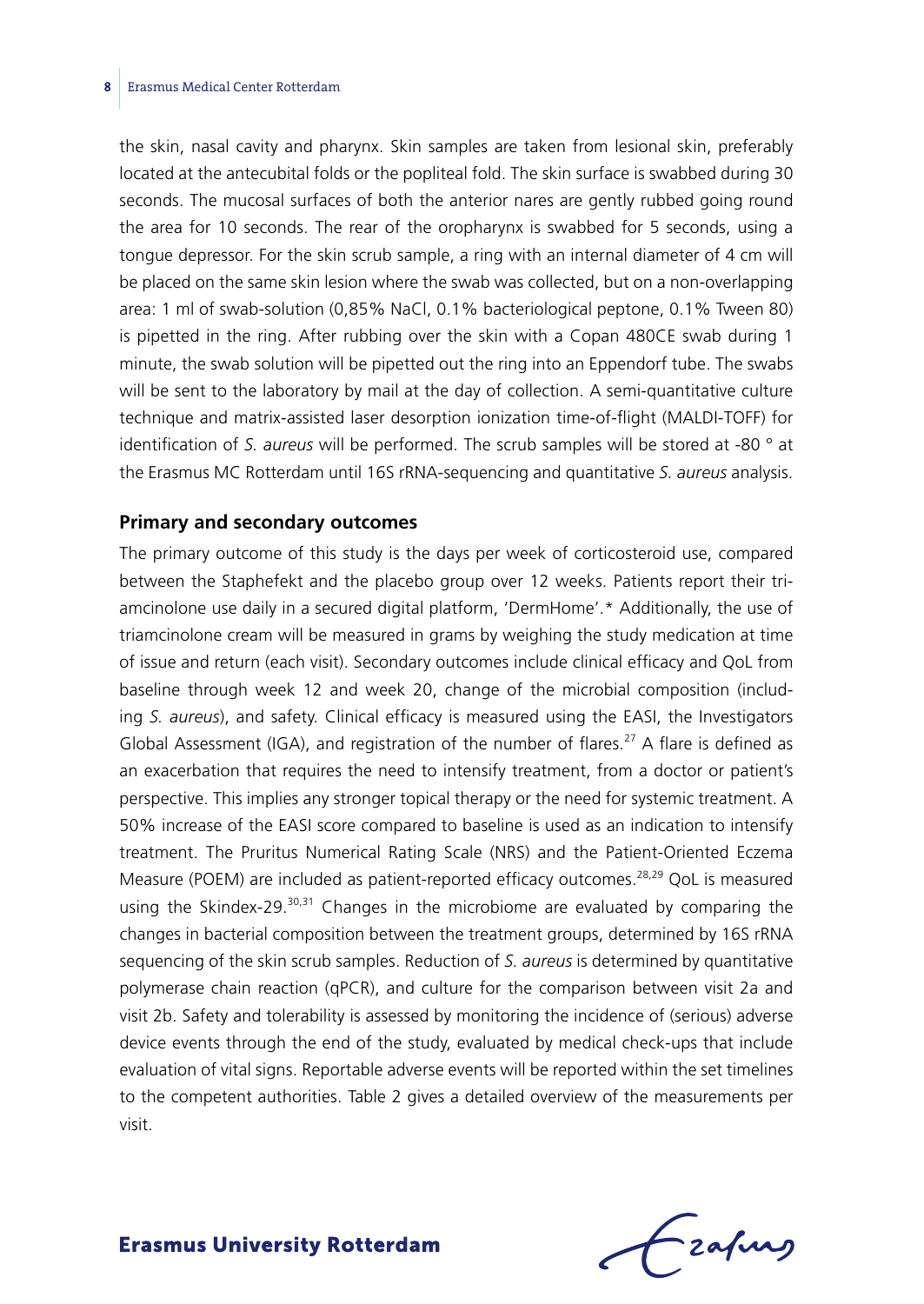the skin, nasal cavity and pharynx. Skin samples are taken from lesional skin, preferably located at the antecubital folds or the popliteal fold. The skin surface is swabbed during 30 seconds. The mucosal surfaces of both the anterior nares are gently rubbed going round the area for 10 seconds. The rear of the oropharynx is swabbed for 5 seconds, using a tongue depressor. For the skin scrub sample, a ring with an internal diameter of 4 cm will be placed on the same skin lesion where the swab was collected, but on a non-overlapping area: 1 ml of swab-solution (0,85% NaCl, 0.1% bacteriological peptone, 0.1% Tween 80) is pipetted in the ring. After rubbing over the skin with a Copan 480CE swab during 1 minute, the swab solution will be pipetted out the ring into an Eppendorf tube. The swabs will be sent to the laboratory by mail at the day of collection. A semi-quantitative culture technique and matrix-assisted laser desorption ionization time-of-flight (MALDI-TOFF) for identification of *S. aureus* will be performed. The scrub samples will be stored at -80 ° at the Erasmus MC Rotterdam until 16S rRNA-sequencing and quantitative *S. aureus* analysis.

## Primary and secondary outcomes

The primary outcome of this study is the days per week of corticosteroid use, compared between the Staphefekt and the placebo group over 12 weeks. Patients report their triamcinolone use daily in a secured digital platform, 'DermHome'.* Additionally, the use of triamcinolone cream will be measured in grams by weighing the study medication at time of issue and return (each visit). Secondary outcomes include clinical efficacy and QoL from baseline through week 12 and week 20, change of the microbial composition (including *S. aureus*), and safety. Clinical efficacy is measured using the EASI, the Investigators Global Assessment (IGA), and registration of the number of flares.[27] A flare is defined as an exacerbation that requires the need to intensify treatment, from a doctor or patient's perspective. This implies any stronger topical therapy or the need for systemic treatment. A 50% increase of the EASI score compared to baseline is used as an indication to intensify treatment. The Pruritus Numerical Rating Scale (NRS) and the Patient-Oriented Eczema Measure (POEM) are included as patient-reported efficacy outcomes.[28,29] QoL is measured using the Skindex-29.[30,31] Changes in the microbiome are evaluated by comparing the changes in bacterial composition between the treatment groups, determined by 16S rRNA sequencing of the skin scrub samples. Reduction of *S. aureus* is determined by quantitative polymerase chain reaction (qPCR), and culture for the comparison between visit 2a and visit 2b. Safety and tolerability is assessed by monitoring the incidence of (serious) adverse device events through the end of the study, evaluated by medical check-ups that include evaluation of vital signs. Reportable adverse events will be reported within the set timelines to the competent authorities. Table 2 gives a detailed overview of the measurements per visit.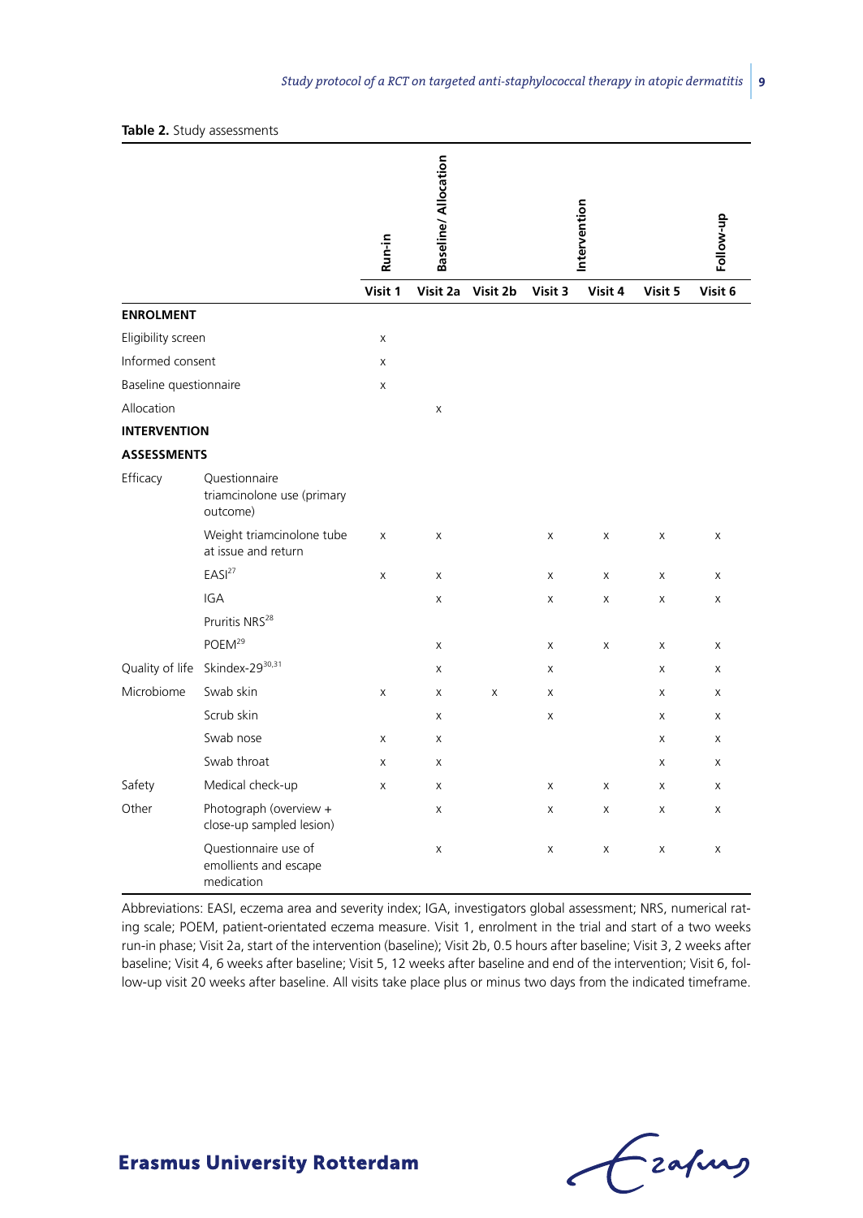**Table 2.** Study assessments

| | | Run-in | Baseline/ Allocation | | | Intervention | | Follow-up |
|---|---|---|---|---|---|---|---|---|
| | | **Visit 1** | **Visit 2a** | **Visit 2b** | **Visit 3** | **Visit 4** | **Visit 5** | **Visit 6** |
| **ENROLMENT** | | | | | | | | |
| Eligibility screen | | x | | | | | | |
| Informed consent | | x | | | | | | |
| Baseline questionnaire | | x | | | | | | |
| Allocation | | | x | | | | | |
| **INTERVENTION** | | | | | | | | |
| **ASSESSMENTS** | | | | | | | | |
| Efficacy | Questionnaire triamcinolone use (primary outcome) | | | | | | | |
| | Weight triamcinolone tube at issue and return | x | x | | x | x | x | x |
| | EASI[27] | x | x | | x | x | x | x |
| | IGA | | x | | x | x | x | x |
| | Pruritis NRS[28] | | | | | | | |
| | POEM[29] | | x | | x | x | x | x |
| Quality of life | Skindex-29[30,31] | | x | | x | | x | x |
| Microbiome | Swab skin | x | x | x | x | | x | x |
| | Scrub skin | | x | | x | | x | x |
| | Swab nose | x | x | | | | x | x |
| | Swab throat | x | x | | | | x | x |
| Safety | Medical check-up | x | x | | x | x | x | x |
| Other | Photograph (overview + close-up sampled lesion) | | x | | x | x | x | x |
| | Questionnaire use of emollients and escape medication | | x | | x | x | x | x |

Abbreviations: EASI, eczema area and severity index; IGA, investigators global assessment; NRS, numerical rating scale; POEM, patient-orientated eczema measure. Visit 1, enrolment in the trial and start of a two weeks run-in phase; Visit 2a, start of the intervention (baseline); Visit 2b, 0.5 hours after baseline; Visit 3, 2 weeks after baseline; Visit 4, 6 weeks after baseline; Visit 5, 12 weeks after baseline and end of the intervention; Visit 6, follow-up visit 20 weeks after baseline. All visits take place plus or minus two days from the indicated timeframe.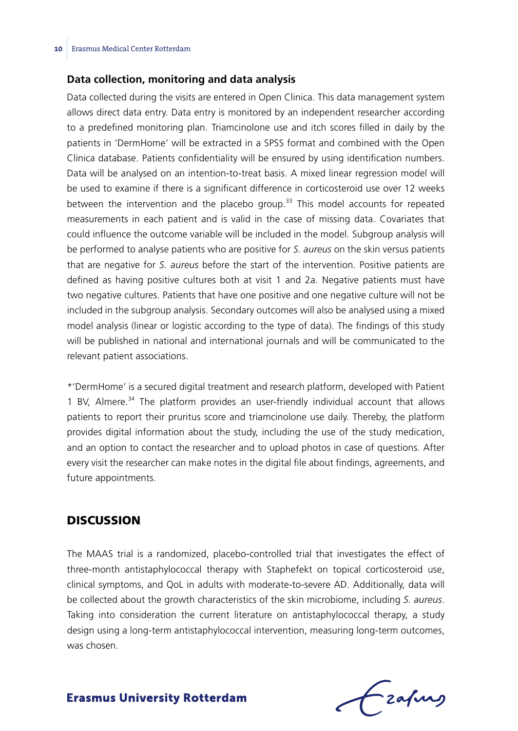### Data collection, monitoring and data analysis

Data collected during the visits are entered in Open Clinica. This data management system allows direct data entry. Data entry is monitored by an independent researcher according to a predefined monitoring plan. Triamcinolone use and itch scores filled in daily by the patients in 'DermHome' will be extracted in a SPSS format and combined with the Open Clinica database. Patients confidentiality will be ensured by using identification numbers. Data will be analysed on an intention-to-treat basis. A mixed linear regression model will be used to examine if there is a significant difference in corticosteroid use over 12 weeks between the intervention and the placebo group.[33] This model accounts for repeated measurements in each patient and is valid in the case of missing data. Covariates that could influence the outcome variable will be included in the model. Subgroup analysis will be performed to analyse patients who are positive for *S. aureus* on the skin versus patients that are negative for *S. aureus* before the start of the intervention. Positive patients are defined as having positive cultures both at visit 1 and 2a. Negative patients must have two negative cultures. Patients that have one positive and one negative culture will not be included in the subgroup analysis. Secondary outcomes will also be analysed using a mixed model analysis (linear or logistic according to the type of data). The findings of this study will be published in national and international journals and will be communicated to the relevant patient associations.

*'DermHome' is a secured digital treatment and research platform, developed with Patient 1 BV, Almere.[34] The platform provides an user-friendly individual account that allows patients to report their pruritus score and triamcinolone use daily. Thereby, the platform provides digital information about the study, including the use of the study medication, and an option to contact the researcher and to upload photos in case of questions. After every visit the researcher can make notes in the digital file about findings, agreements, and future appointments.

## DISCUSSION

The MAAS trial is a randomized, placebo-controlled trial that investigates the effect of three-month antistaphylococcal therapy with Staphefekt on topical corticosteroid use, clinical symptoms, and QoL in adults with moderate-to-severe AD. Additionally, data will be collected about the growth characteristics of the skin microbiome, including *S. aureus*. Taking into consideration the current literature on antistaphylococcal therapy, a study design using a long-term antistaphylococcal intervention, measuring long-term outcomes, was chosen.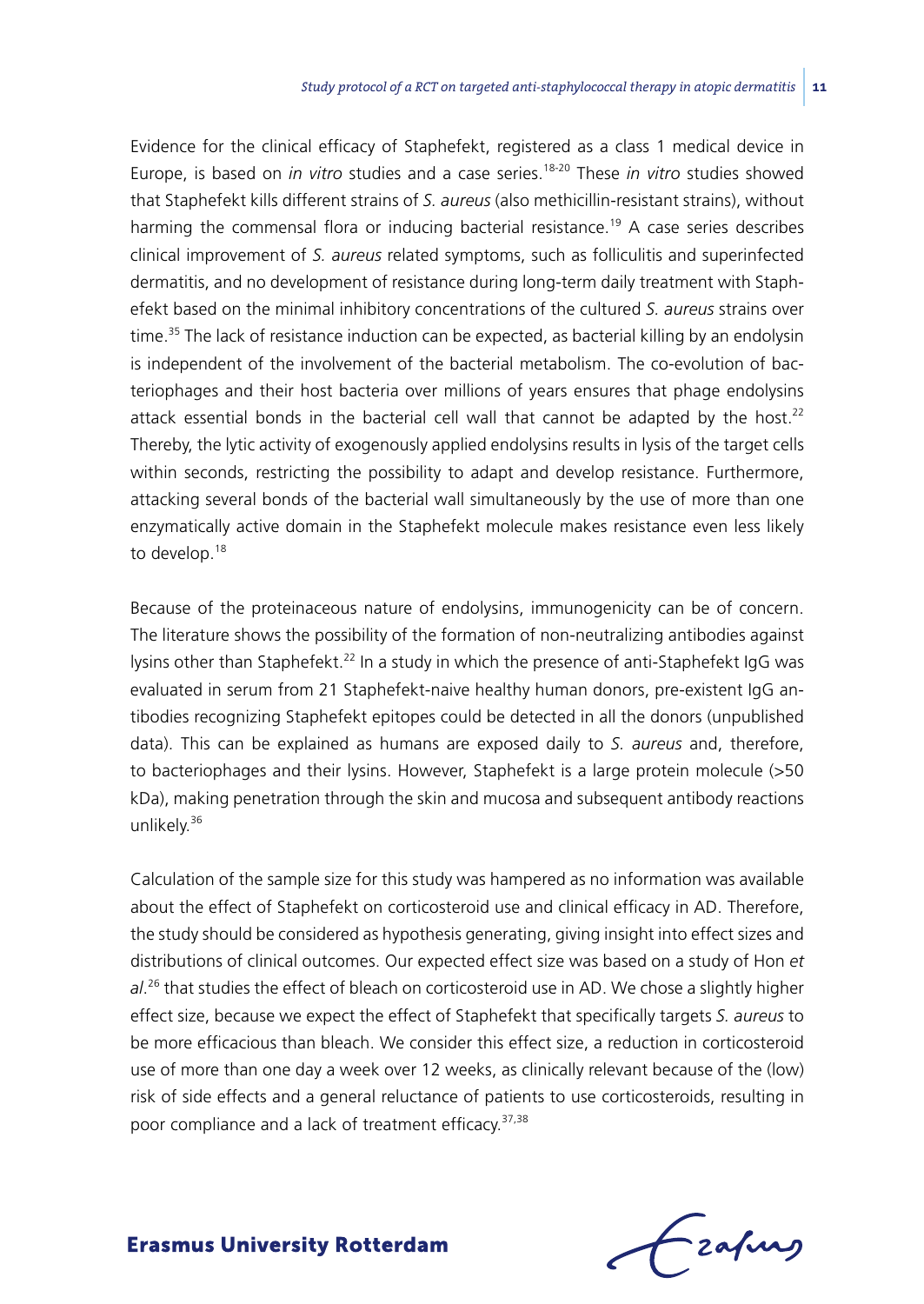Evidence for the clinical efficacy of Staphefekt, registered as a class 1 medical device in Europe, is based on *in vitro* studies and a case series.[18-20] These *in vitro* studies showed that Staphefekt kills different strains of *S. aureus* (also methicillin-resistant strains), without harming the commensal flora or inducing bacterial resistance.[19] A case series describes clinical improvement of *S. aureus* related symptoms, such as folliculitis and superinfected dermatitis, and no development of resistance during long-term daily treatment with Staphefekt based on the minimal inhibitory concentrations of the cultured *S. aureus* strains over time.[35] The lack of resistance induction can be expected, as bacterial killing by an endolysin is independent of the involvement of the bacterial metabolism. The co-evolution of bacteriophages and their host bacteria over millions of years ensures that phage endolysins attack essential bonds in the bacterial cell wall that cannot be adapted by the host.[22] Thereby, the lytic activity of exogenously applied endolysins results in lysis of the target cells within seconds, restricting the possibility to adapt and develop resistance. Furthermore, attacking several bonds of the bacterial wall simultaneously by the use of more than one enzymatically active domain in the Staphefekt molecule makes resistance even less likely to develop.[18]

Because of the proteinaceous nature of endolysins, immunogenicity can be of concern. The literature shows the possibility of the formation of non-neutralizing antibodies against lysins other than Staphefekt.[22] In a study in which the presence of anti-Staphefekt IgG was evaluated in serum from 21 Staphefekt-naive healthy human donors, pre-existent IgG antibodies recognizing Staphefekt epitopes could be detected in all the donors (unpublished data). This can be explained as humans are exposed daily to *S. aureus* and, therefore, to bacteriophages and their lysins. However, Staphefekt is a large protein molecule (>50 kDa), making penetration through the skin and mucosa and subsequent antibody reactions unlikely.[36]

Calculation of the sample size for this study was hampered as no information was available about the effect of Staphefekt on corticosteroid use and clinical efficacy in AD. Therefore, the study should be considered as hypothesis generating, giving insight into effect sizes and distributions of clinical outcomes. Our expected effect size was based on a study of Hon *et al*.[26] that studies the effect of bleach on corticosteroid use in AD. We chose a slightly higher effect size, because we expect the effect of Staphefekt that specifically targets *S. aureus* to be more efficacious than bleach. We consider this effect size, a reduction in corticosteroid use of more than one day a week over 12 weeks, as clinically relevant because of the (low) risk of side effects and a general reluctance of patients to use corticosteroids, resulting in poor compliance and a lack of treatment efficacy.[37,38]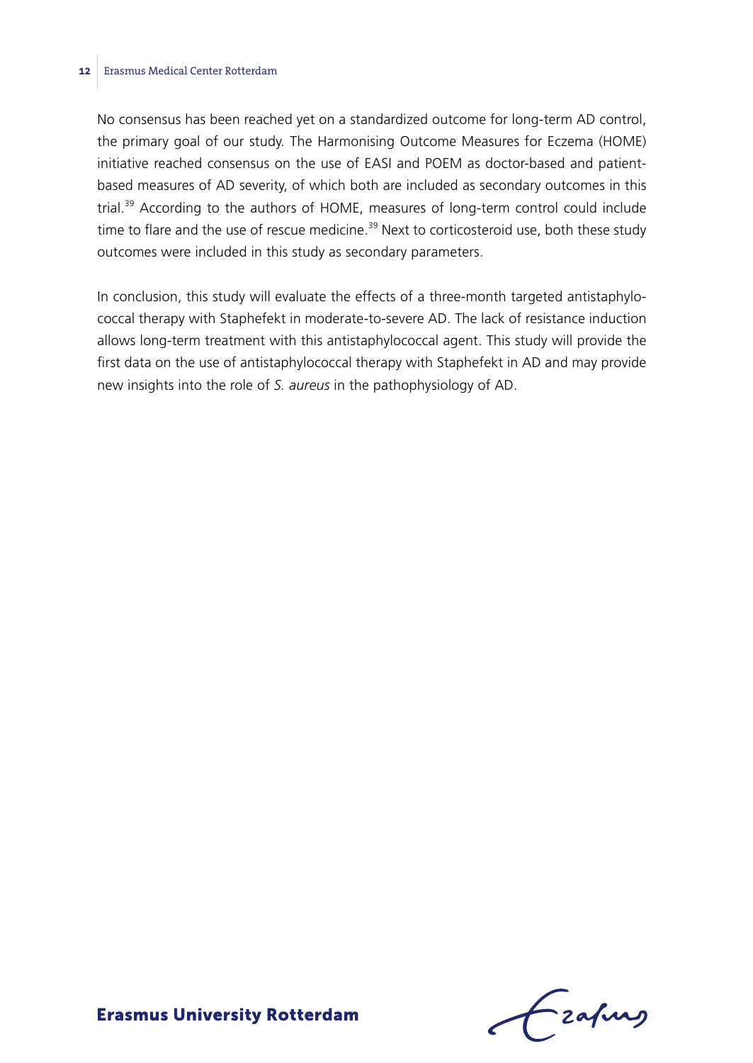No consensus has been reached yet on a standardized outcome for long-term AD control, the primary goal of our study. The Harmonising Outcome Measures for Eczema (HOME) initiative reached consensus on the use of EASI and POEM as doctor-based and patient-based measures of AD severity, of which both are included as secondary outcomes in this trial.[39] According to the authors of HOME, measures of long-term control could include time to flare and the use of rescue medicine.[39] Next to corticosteroid use, both these study outcomes were included in this study as secondary parameters.

In conclusion, this study will evaluate the effects of a three-month targeted antistaphylococcal therapy with Staphefekt in moderate-to-severe AD. The lack of resistance induction allows long-term treatment with this antistaphylococcal agent. This study will provide the first data on the use of antistaphylococcal therapy with Staphefekt in AD and may provide new insights into the role of *S. aureus* in the pathophysiology of AD.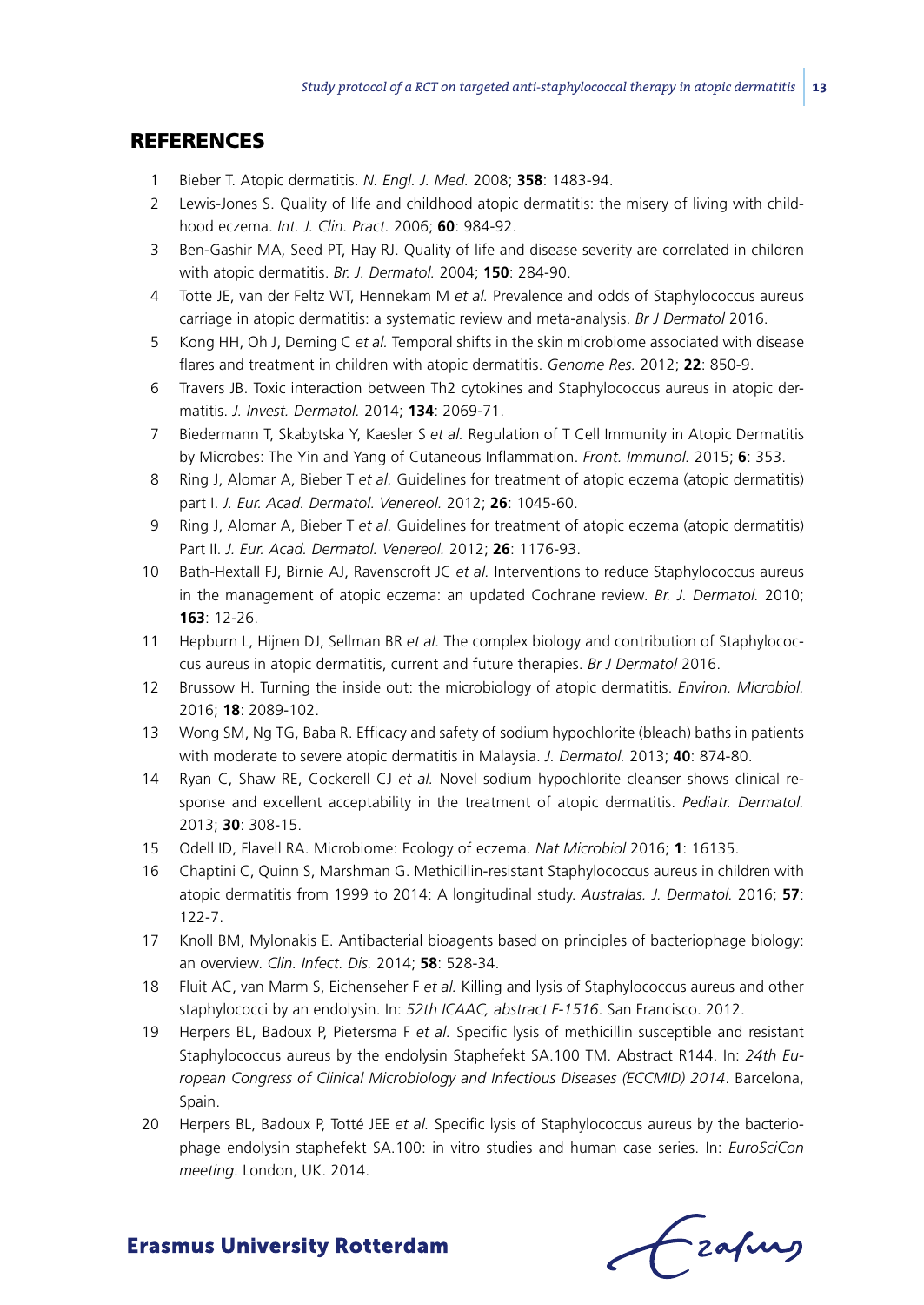## REFERENCES

1. Bieber T. Atopic dermatitis. *N. Engl. J. Med.* 2008; **358**: 1483-94.
2. Lewis-Jones S. Quality of life and childhood atopic dermatitis: the misery of living with childhood eczema. *Int. J. Clin. Pract.* 2006; **60**: 984-92.
3. Ben-Gashir MA, Seed PT, Hay RJ. Quality of life and disease severity are correlated in children with atopic dermatitis. *Br. J. Dermatol.* 2004; **150**: 284-90.
4. Totte JE, van der Feltz WT, Hennekam M *et al.* Prevalence and odds of Staphylococcus aureus carriage in atopic dermatitis: a systematic review and meta-analysis. *Br J Dermatol* 2016.
5. Kong HH, Oh J, Deming C *et al.* Temporal shifts in the skin microbiome associated with disease flares and treatment in children with atopic dermatitis. *Genome Res.* 2012; **22**: 850-9.
6. Travers JB. Toxic interaction between Th2 cytokines and Staphylococcus aureus in atopic dermatitis. *J. Invest. Dermatol.* 2014; **134**: 2069-71.
7. Biedermann T, Skabytska Y, Kaesler S *et al.* Regulation of T Cell Immunity in Atopic Dermatitis by Microbes: The Yin and Yang of Cutaneous Inflammation. *Front. Immunol.* 2015; **6**: 353.
8. Ring J, Alomar A, Bieber T *et al.* Guidelines for treatment of atopic eczema (atopic dermatitis) part I. *J. Eur. Acad. Dermatol. Venereol.* 2012; **26**: 1045-60.
9. Ring J, Alomar A, Bieber T *et al.* Guidelines for treatment of atopic eczema (atopic dermatitis) Part II. *J. Eur. Acad. Dermatol. Venereol.* 2012; **26**: 1176-93.
10. Bath-Hextall FJ, Birnie AJ, Ravenscroft JC *et al.* Interventions to reduce Staphylococcus aureus in the management of atopic eczema: an updated Cochrane review. *Br. J. Dermatol.* 2010; **163**: 12-26.
11. Hepburn L, Hijnen DJ, Sellman BR *et al.* The complex biology and contribution of Staphylococcus aureus in atopic dermatitis, current and future therapies. *Br J Dermatol* 2016.
12. Brussow H. Turning the inside out: the microbiology of atopic dermatitis. *Environ. Microbiol.* 2016; **18**: 2089-102.
13. Wong SM, Ng TG, Baba R. Efficacy and safety of sodium hypochlorite (bleach) baths in patients with moderate to severe atopic dermatitis in Malaysia. *J. Dermatol.* 2013; **40**: 874-80.
14. Ryan C, Shaw RE, Cockerell CJ *et al.* Novel sodium hypochlorite cleanser shows clinical response and excellent acceptability in the treatment of atopic dermatitis. *Pediatr. Dermatol.* 2013; **30**: 308-15.
15. Odell ID, Flavell RA. Microbiome: Ecology of eczema. *Nat Microbiol* 2016; **1**: 16135.
16. Chaptini C, Quinn S, Marshman G. Methicillin-resistant Staphylococcus aureus in children with atopic dermatitis from 1999 to 2014: A longitudinal study. *Australas. J. Dermatol.* 2016; **57**: 122-7.
17. Knoll BM, Mylonakis E. Antibacterial bioagents based on principles of bacteriophage biology: an overview. *Clin. Infect. Dis.* 2014; **58**: 528-34.
18. Fluit AC, van Marm S, Eichenseher F *et al.* Killing and lysis of Staphylococcus aureus and other staphylococci by an endolysin. In: *52th ICAAC, abstract F-1516*. San Francisco. 2012.
19. Herpers BL, Badoux P, Pietersma F *et al.* Specific lysis of methicillin susceptible and resistant Staphylococcus aureus by the endolysin Staphefekt SA.100 TM. Abstract R144. In: *24th European Congress of Clinical Microbiology and Infectious Diseases (ECCMID) 2014*. Barcelona, Spain.
20. Herpers BL, Badoux P, Totté JEE *et al.* Specific lysis of Staphylococcus aureus by the bacteriophage endolysin staphefekt SA.100: in vitro studies and human case series. In: *EuroSciCon meeting*. London, UK. 2014.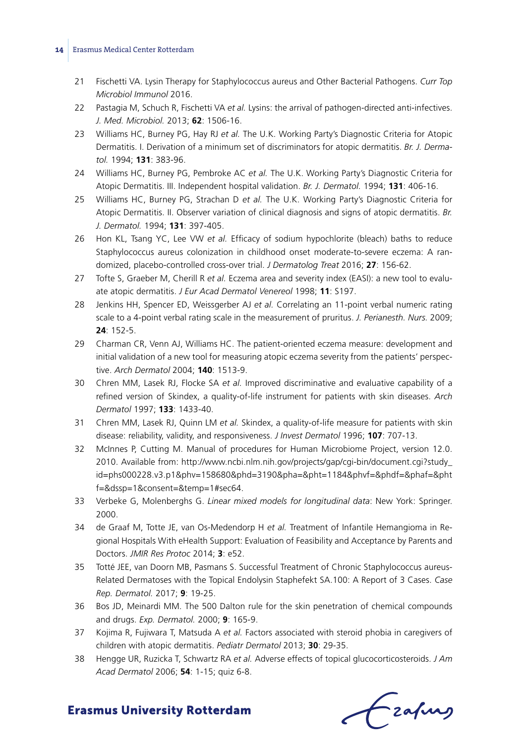21. Fischetti VA. Lysin Therapy for Staphylococcus aureus and Other Bacterial Pathogens. *Curr Top Microbiol Immunol* 2016.
22. Pastagia M, Schuch R, Fischetti VA *et al.* Lysins: the arrival of pathogen-directed anti-infectives. *J. Med. Microbiol.* 2013; **62**: 1506-16.
23. Williams HC, Burney PG, Hay RJ *et al.* The U.K. Working Party's Diagnostic Criteria for Atopic Dermatitis. I. Derivation of a minimum set of discriminators for atopic dermatitis. *Br. J. Dermatol.* 1994; **131**: 383-96.
24. Williams HC, Burney PG, Pembroke AC *et al.* The U.K. Working Party's Diagnostic Criteria for Atopic Dermatitis. III. Independent hospital validation. *Br. J. Dermatol.* 1994; **131**: 406-16.
25. Williams HC, Burney PG, Strachan D *et al.* The U.K. Working Party's Diagnostic Criteria for Atopic Dermatitis. II. Observer variation of clinical diagnosis and signs of atopic dermatitis. *Br. J. Dermatol.* 1994; **131**: 397-405.
26. Hon KL, Tsang YC, Lee VW *et al.* Efficacy of sodium hypochlorite (bleach) baths to reduce Staphylococcus aureus colonization in childhood onset moderate-to-severe eczema: A randomized, placebo-controlled cross-over trial. *J Dermatolog Treat* 2016; **27**: 156-62.
27. Tofte S, Graeber M, Cherill R *et al.* Eczema area and severity index (EASI): a new tool to evaluate atopic dermatitis. *J Eur Acad Dermatol Venereol* 1998; **11**: S197.
28. Jenkins HH, Spencer ED, Weissgerber AJ *et al.* Correlating an 11-point verbal numeric rating scale to a 4-point verbal rating scale in the measurement of pruritus. *J. Perianesth. Nurs.* 2009; **24**: 152-5.
29. Charman CR, Venn AJ, Williams HC. The patient-oriented eczema measure: development and initial validation of a new tool for measuring atopic eczema severity from the patients' perspective. *Arch Dermatol* 2004; **140**: 1513-9.
30. Chren MM, Lasek RJ, Flocke SA *et al.* Improved discriminative and evaluative capability of a refined version of Skindex, a quality-of-life instrument for patients with skin diseases. *Arch Dermatol* 1997; **133**: 1433-40.
31. Chren MM, Lasek RJ, Quinn LM *et al.* Skindex, a quality-of-life measure for patients with skin disease: reliability, validity, and responsiveness. *J Invest Dermatol* 1996; **107**: 707-13.
32. McInnes P, Cutting M. Manual of procedures for Human Microbiome Project, version 12.0. 2010. Available from: http://www.ncbi.nlm.nih.gov/projects/gap/cgi-bin/document.cgi?study_id=phs000228.v3.p1&phv=158680&phd=3190&pha=&pht=1184&phvf=&phdf=&phaf=&phtf=&dssp=1&consent=&temp=1#sec64.
33. Verbeke G, Molenberghs G. *Linear mixed models for longitudinal data*: New York: Springer. 2000.
34. de Graaf M, Totte JE, van Os-Medendorp H *et al.* Treatment of Infantile Hemangioma in Regional Hospitals With eHealth Support: Evaluation of Feasibility and Acceptance by Parents and Doctors. *JMIR Res Protoc* 2014; **3**: e52.
35. Totté JEE, van Doorn MB, Pasmans S. Successful Treatment of Chronic Staphylococcus aureus-Related Dermatoses with the Topical Endolysin Staphefekt SA.100: A Report of 3 Cases. *Case Rep. Dermatol.* 2017; **9**: 19-25.
36. Bos JD, Meinardi MM. The 500 Dalton rule for the skin penetration of chemical compounds and drugs. *Exp. Dermatol.* 2000; **9**: 165-9.
37. Kojima R, Fujiwara T, Matsuda A *et al.* Factors associated with steroid phobia in caregivers of children with atopic dermatitis. *Pediatr Dermatol* 2013; **30**: 29-35.
38. Hengge UR, Ruzicka T, Schwartz RA *et al.* Adverse effects of topical glucocorticosteroids. *J Am Acad Dermatol* 2006; **54**: 1-15; quiz 6-8.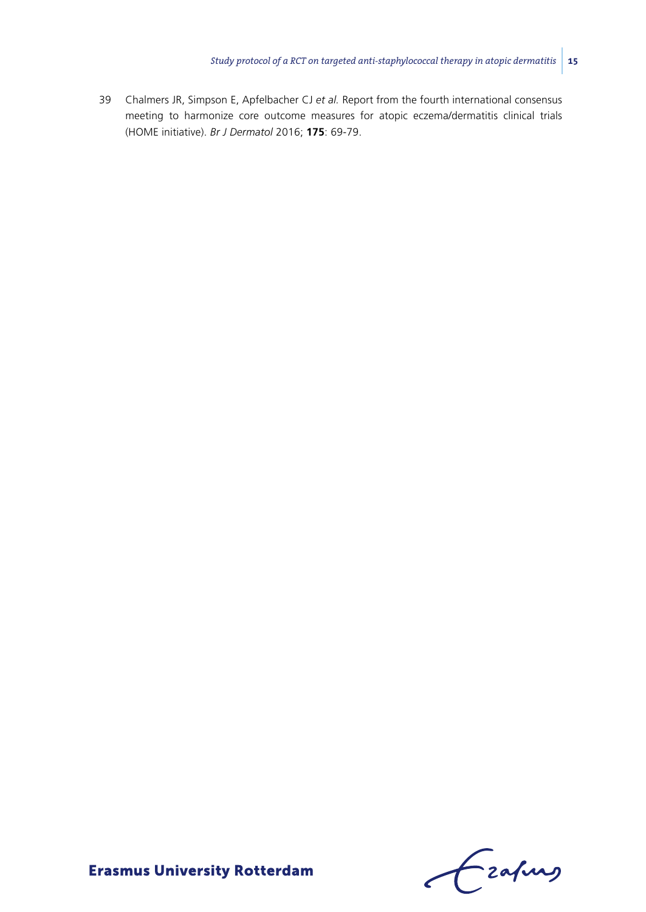39 Chalmers JR, Simpson E, Apfelbacher CJ *et al.* Report from the fourth international consensus meeting to harmonize core outcome measures for atopic eczema/dermatitis clinical trials (HOME initiative). *Br J Dermatol* 2016; **175**: 69-79.